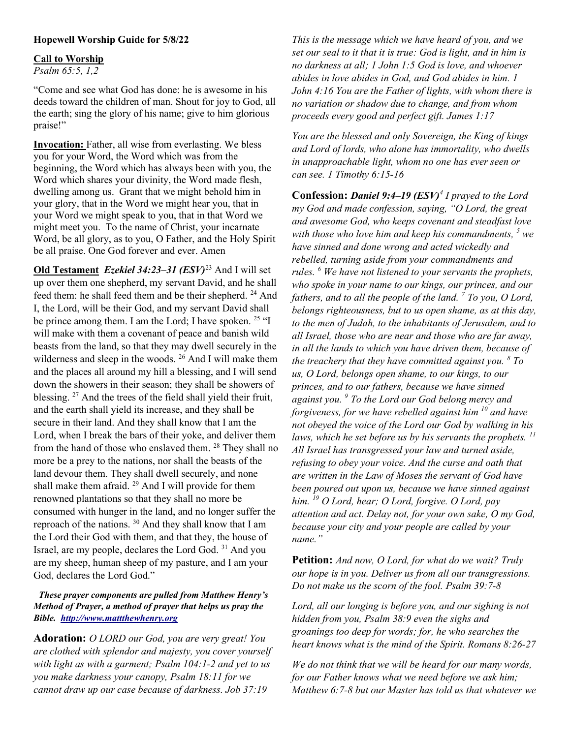**Hopewell Worship Guide for 5/8/22**

**Call to Worship**

*Psalm 65:5, 1,2*

"Come and see what God has done: he is awesome in his deeds toward the children of man. Shout for joy to God, all the earth; sing the glory of his name; give to him glorious praise!"

**Invocation:** Father, all wise from everlasting. We bless you for your Word, the Word which was from the beginning, the Word which has always been with you, the Word which shares your divinity, the Word made flesh, dwelling among us. Grant that we might behold him in your glory, that in the Word we might hear you, that in your Word we might speak to you, that in that Word we might meet you. To the name of Christ, your incarnate Word, be all glory, as to you, O Father, and the Holy Spirit be all praise. One God forever and ever. Amen

**Old Testament** ***Ezekiel 34:23–31 (ESV)***[23] And I will set up over them one shepherd, my servant David, and he shall feed them: he shall feed them and be their shepherd. [24] And I, the Lord, will be their God, and my servant David shall be prince among them. I am the Lord; I have spoken. [25] "I will make with them a covenant of peace and banish wild beasts from the land, so that they may dwell securely in the wilderness and sleep in the woods. [26] And I will make them and the places all around my hill a blessing, and I will send down the showers in their season; they shall be showers of blessing. [27] And the trees of the field shall yield their fruit, and the earth shall yield its increase, and they shall be secure in their land. And they shall know that I am the Lord, when I break the bars of their yoke, and deliver them from the hand of those who enslaved them. [28] They shall no more be a prey to the nations, nor shall the beasts of the land devour them. They shall dwell securely, and none shall make them afraid. [29] And I will provide for them renowned plantations so that they shall no more be consumed with hunger in the land, and no longer suffer the reproach of the nations. [30] And they shall know that I am the Lord their God with them, and that they, the house of Israel, are my people, declares the Lord God. [31] And you are my sheep, human sheep of my pasture, and I am your God, declares the Lord God."

***These prayer components are pulled from Matthew Henry's Method of Prayer, a method of prayer that helps us pray the Bible. http://www.mattthewhenry.org***

**Adoration:** *O LORD our God, you are very great! You are clothed with splendor and majesty, you cover yourself with light as with a garment; Psalm 104:1-2 and yet to us you make darkness your canopy, Psalm 18:11 for we cannot draw up our case because of darkness. Job 37:19*

*This is the message which we have heard of you, and we set our seal to it that it is true: God is light, and in him is no darkness at all; 1 John 1:5 God is love, and whoever abides in love abides in God, and God abides in him. 1 John 4:16 You are the Father of lights, with whom there is no variation or shadow due to change, and from whom proceeds every good and perfect gift. James 1:17*

*You are the blessed and only Sovereign, the King of kings and Lord of lords, who alone has immortality, who dwells in unapproachable light, whom no one has ever seen or can see. 1 Timothy 6:15-16*

**Confession:** ***Daniel 9:4–19 (ESV)****[4] I prayed to the Lord my God and made confession, saying, "O Lord, the great and awesome God, who keeps covenant and steadfast love with those who love him and keep his commandments, [5] we have sinned and done wrong and acted wickedly and rebelled, turning aside from your commandments and rules. [6] We have not listened to your servants the prophets, who spoke in your name to our kings, our princes, and our fathers, and to all the people of the land. [7] To you, O Lord, belongs righteousness, but to us open shame, as at this day, to the men of Judah, to the inhabitants of Jerusalem, and to all Israel, those who are near and those who are far away, in all the lands to which you have driven them, because of the treachery that they have committed against you. [8] To us, O Lord, belongs open shame, to our kings, to our princes, and to our fathers, because we have sinned against you. [9] To the Lord our God belong mercy and forgiveness, for we have rebelled against him [10] and have not obeyed the voice of the Lord our God by walking in his laws, which he set before us by his servants the prophets. [11] All Israel has transgressed your law and turned aside, refusing to obey your voice. And the curse and oath that are written in the Law of Moses the servant of God have been poured out upon us, because we have sinned against him. [19] O Lord, hear; O Lord, forgive. O Lord, pay attention and act. Delay not, for your own sake, O my God, because your city and your people are called by your name."*

**Petition:** *And now, O Lord, for what do we wait? Truly our hope is in you. Deliver us from all our transgressions. Do not make us the scorn of the fool. Psalm 39:7-8*

*Lord, all our longing is before you, and our sighing is not hidden from you, Psalm 38:9 even the sighs and groanings too deep for words; for, he who searches the heart knows what is the mind of the Spirit. Romans 8:26-27*

*We do not think that we will be heard for our many words, for our Father knows what we need before we ask him; Matthew 6:7-8 but our Master has told us that whatever we*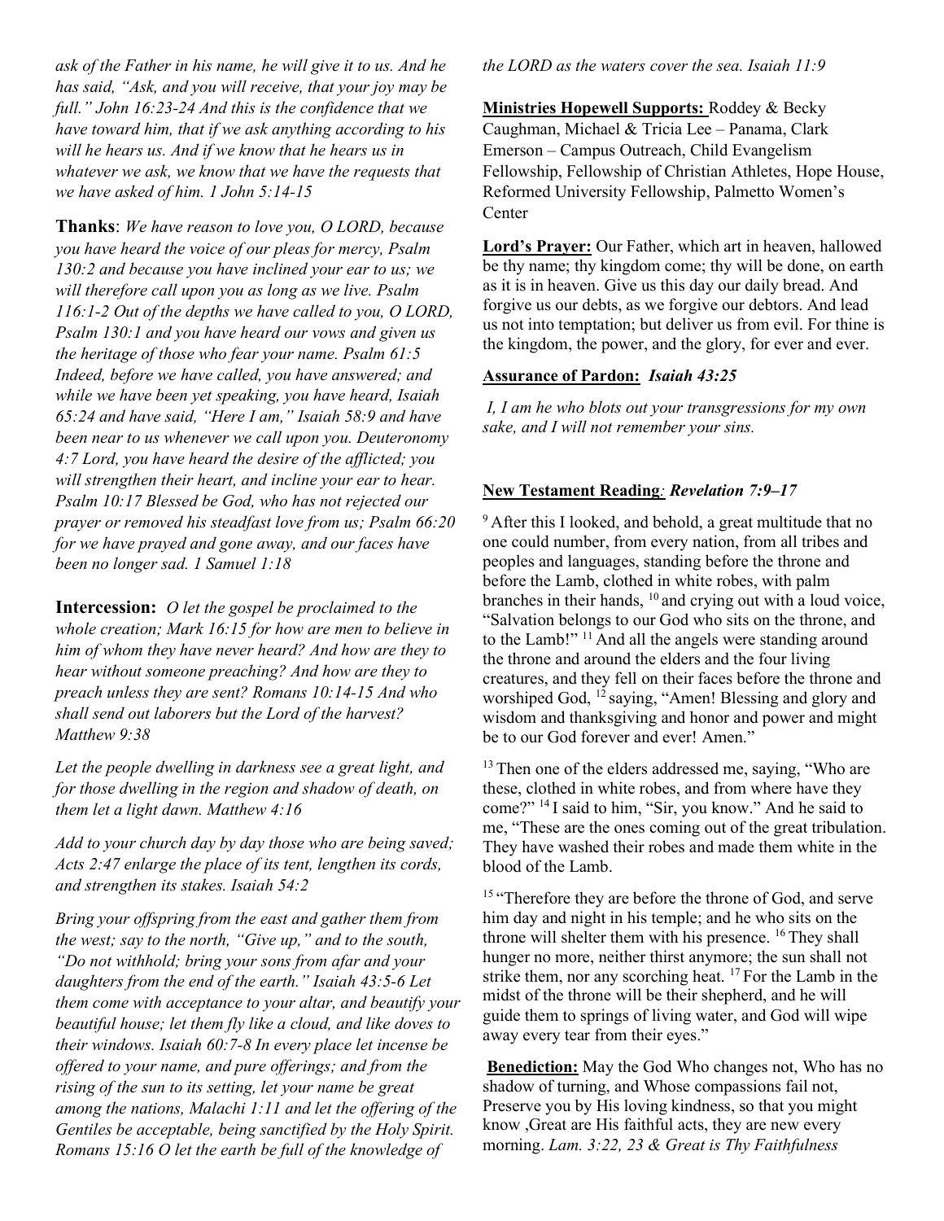*ask of the Father in his name, he will give it to us. And he has said, "Ask, and you will receive, that your joy may be full." John 16:23-24 And this is the confidence that we have toward him, that if we ask anything according to his will he hears us. And if we know that he hears us in whatever we ask, we know that we have the requests that we have asked of him. 1 John 5:14-15*

**Thanks**: *We have reason to love you, O LORD, because you have heard the voice of our pleas for mercy, Psalm 130:2 and because you have inclined your ear to us; we will therefore call upon you as long as we live. Psalm 116:1-2 Out of the depths we have called to you, O LORD, Psalm 130:1 and you have heard our vows and given us the heritage of those who fear your name. Psalm 61:5 Indeed, before we have called, you have answered; and while we have been yet speaking, you have heard, Isaiah 65:24 and have said, "Here I am," Isaiah 58:9 and have been near to us whenever we call upon you. Deuteronomy 4:7 Lord, you have heard the desire of the afflicted; you will strengthen their heart, and incline your ear to hear. Psalm 10:17 Blessed be God, who has not rejected our prayer or removed his steadfast love from us; Psalm 66:20 for we have prayed and gone away, and our faces have been no longer sad. 1 Samuel 1:18*

**Intercession:** *O let the gospel be proclaimed to the whole creation; Mark 16:15 for how are men to believe in him of whom they have never heard? And how are they to hear without someone preaching? And how are they to preach unless they are sent? Romans 10:14-15 And who shall send out laborers but the Lord of the harvest? Matthew 9:38*

*Let the people dwelling in darkness see a great light, and for those dwelling in the region and shadow of death, on them let a light dawn. Matthew 4:16*

*Add to your church day by day those who are being saved; Acts 2:47 enlarge the place of its tent, lengthen its cords, and strengthen its stakes. Isaiah 54:2*

*Bring your offspring from the east and gather them from the west; say to the north, "Give up," and to the south, "Do not withhold; bring your sons from afar and your daughters from the end of the earth." Isaiah 43:5-6 Let them come with acceptance to your altar, and beautify your beautiful house; let them fly like a cloud, and like doves to their windows. Isaiah 60:7-8 In every place let incense be offered to your name, and pure offerings; and from the rising of the sun to its setting, let your name be great among the nations, Malachi 1:11 and let the offering of the Gentiles be acceptable, being sanctified by the Holy Spirit. Romans 15:16 O let the earth be full of the knowledge of the LORD as the waters cover the sea. Isaiah 11:9*

**Ministries Hopewell Supports:** Roddey & Becky Caughman, Michael & Tricia Lee – Panama, Clark Emerson – Campus Outreach, Child Evangelism Fellowship, Fellowship of Christian Athletes, Hope House, Reformed University Fellowship, Palmetto Women's Center

**Lord's Prayer:** Our Father, which art in heaven, hallowed be thy name; thy kingdom come; thy will be done, on earth as it is in heaven. Give us this day our daily bread. And forgive us our debts, as we forgive our debtors. And lead us not into temptation; but deliver us from evil. For thine is the kingdom, the power, and the glory, for ever and ever.

**Assurance of Pardon:** ***Isaiah 43:25***

*I, I am he who blots out your transgressions for my own sake, and I will not remember your sins.*

**New Testament Reading**: ***Revelation 7:9–17***

[9] After this I looked, and behold, a great multitude that no one could number, from every nation, from all tribes and peoples and languages, standing before the throne and before the Lamb, clothed in white robes, with palm branches in their hands, [10] and crying out with a loud voice, "Salvation belongs to our God who sits on the throne, and to the Lamb!" [11] And all the angels were standing around the throne and around the elders and the four living creatures, and they fell on their faces before the throne and worshiped God, [12] saying, "Amen! Blessing and glory and wisdom and thanksgiving and honor and power and might be to our God forever and ever! Amen."

[13] Then one of the elders addressed me, saying, "Who are these, clothed in white robes, and from where have they come?" [14] I said to him, "Sir, you know." And he said to me, "These are the ones coming out of the great tribulation. They have washed their robes and made them white in the blood of the Lamb.

[15] "Therefore they are before the throne of God, and serve him day and night in his temple; and he who sits on the throne will shelter them with his presence. [16] They shall hunger no more, neither thirst anymore; the sun shall not strike them, nor any scorching heat. [17] For the Lamb in the midst of the throne will be their shepherd, and he will guide them to springs of living water, and God will wipe away every tear from their eyes."

**Benediction:** May the God Who changes not, Who has no shadow of turning, and Whose compassions fail not, Preserve you by His loving kindness, so that you might know ,Great are His faithful acts, they are new every morning. *Lam. 3:22, 23 & Great is Thy Faithfulness*